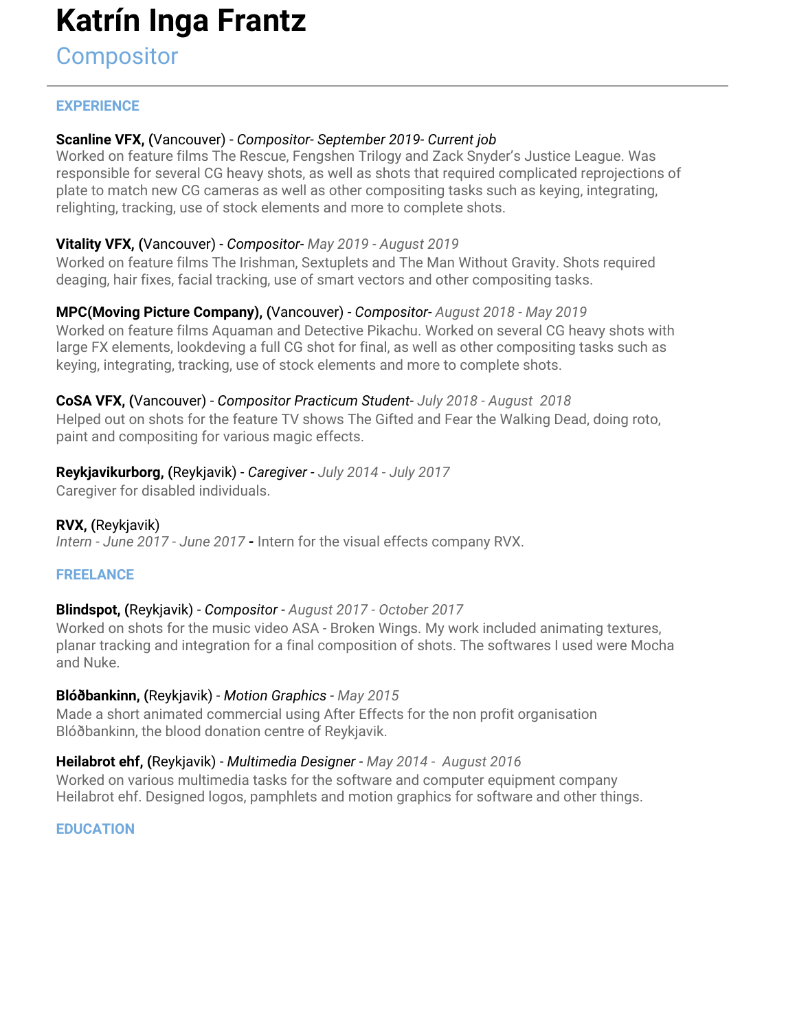# Katrín Inga Frantz

## Compositor

---

### EXPERIENCE

**Scanline VFX, (**Vancouver) - *Compositor- September 2019- Current job*
Worked on feature films The Rescue, Fengshen Trilogy and Zack Snyder's Justice League. Was responsible for several CG heavy shots, as well as shots that required complicated reprojections of plate to match new CG cameras as well as other compositing tasks such as keying, integrating, relighting, tracking, use of stock elements and more to complete shots.

**Vitality VFX, (**Vancouver) - *Compositor- May 2019 - August 2019*
Worked on feature films The Irishman, Sextuplets and The Man Without Gravity. Shots required deaging, hair fixes, facial tracking, use of smart vectors and other compositing tasks.

**MPC(Moving Picture Company), (**Vancouver) - *Compositor- August 2018 - May 2019*
Worked on feature films Aquaman and Detective Pikachu. Worked on several CG heavy shots with large FX elements, lookdeving a full CG shot for final, as well as other compositing tasks such as keying, integrating, tracking, use of stock elements and more to complete shots.

**CoSA VFX, (**Vancouver) - *Compositor Practicum Student- July 2018 - August 2018*
Helped out on shots for the feature TV shows The Gifted and Fear the Walking Dead, doing roto, paint and compositing for various magic effects.

**Reykjavikurborg, (**Reykjavik) - *Caregiver - July 2014 - July 2017*
Caregiver for disabled individuals.

**RVX, (**Reykjavik)
*Intern - June 2017 - June 2017* **-** Intern for the visual effects company RVX.

### FREELANCE

**Blindspot, (**Reykjavik) - *Compositor - August 2017 - October 2017*
Worked on shots for the music video ASA - Broken Wings. My work included animating textures, planar tracking and integration for a final composition of shots. The softwares I used were Mocha and Nuke.

**Blóðbankinn, (**Reykjavik) - *Motion Graphics - May 2015*
Made a short animated commercial using After Effects for the non profit organisation Blóðbankinn, the blood donation centre of Reykjavik.

**Heilabrot ehf, (**Reykjavik) - *Multimedia Designer - May 2014 - August 2016*
Worked on various multimedia tasks for the software and computer equipment company Heilabrot ehf. Designed logos, pamphlets and motion graphics for software and other things.

### EDUCATION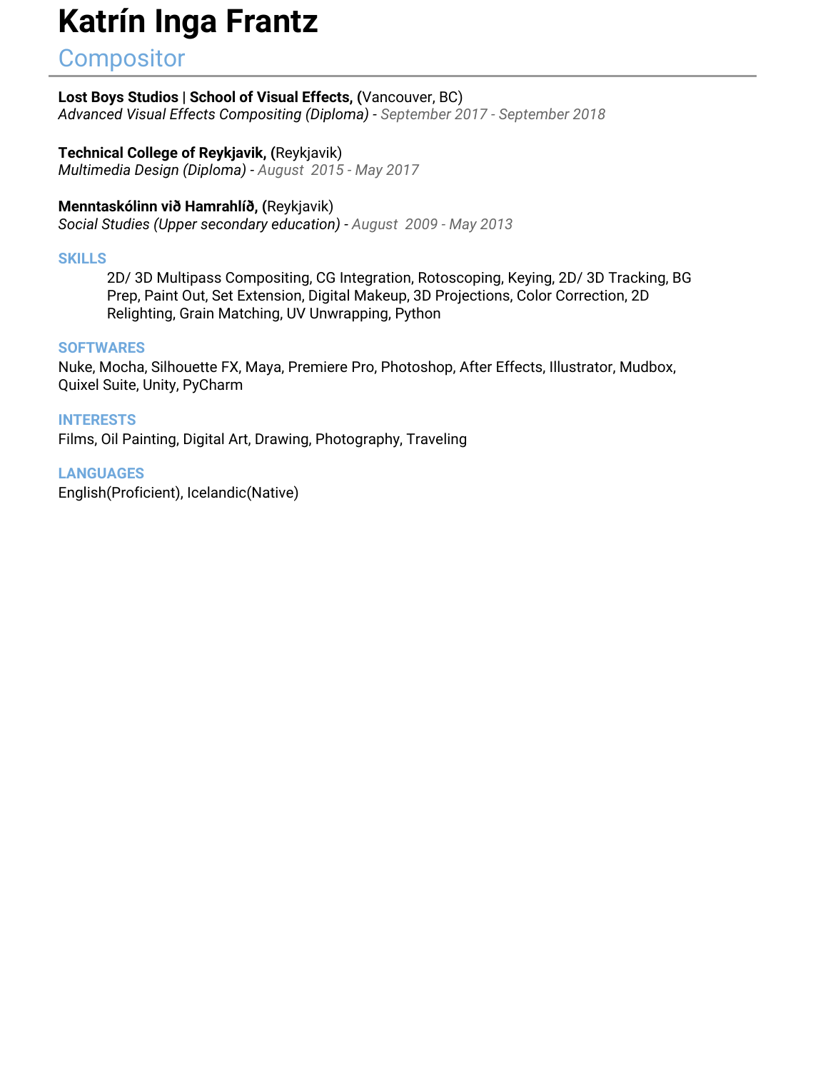# Katrín Inga Frantz

## Compositor

**Lost Boys Studios | School of Visual Effects, (**Vancouver, BC)
*Advanced Visual Effects Compositing (Diploma) - September 2017 - September 2018*

**Technical College of Reykjavik, (**Reykjavik)
*Multimedia Design (Diploma) - August 2015 - May 2017*

**Menntaskólinn við Hamrahlíð, (**Reykjavik)
*Social Studies (Upper secondary education) - August 2009 - May 2013*

### SKILLS

2D/ 3D Multipass Compositing, CG Integration, Rotoscoping, Keying, 2D/ 3D Tracking, BG Prep, Paint Out, Set Extension, Digital Makeup, 3D Projections, Color Correction, 2D Relighting, Grain Matching, UV Unwrapping, Python

### SOFTWARES

Nuke, Mocha, Silhouette FX, Maya, Premiere Pro, Photoshop, After Effects, Illustrator, Mudbox, Quixel Suite, Unity, PyCharm

### INTERESTS

Films, Oil Painting, Digital Art, Drawing, Photography, Traveling

### LANGUAGES

English(Proficient), Icelandic(Native)